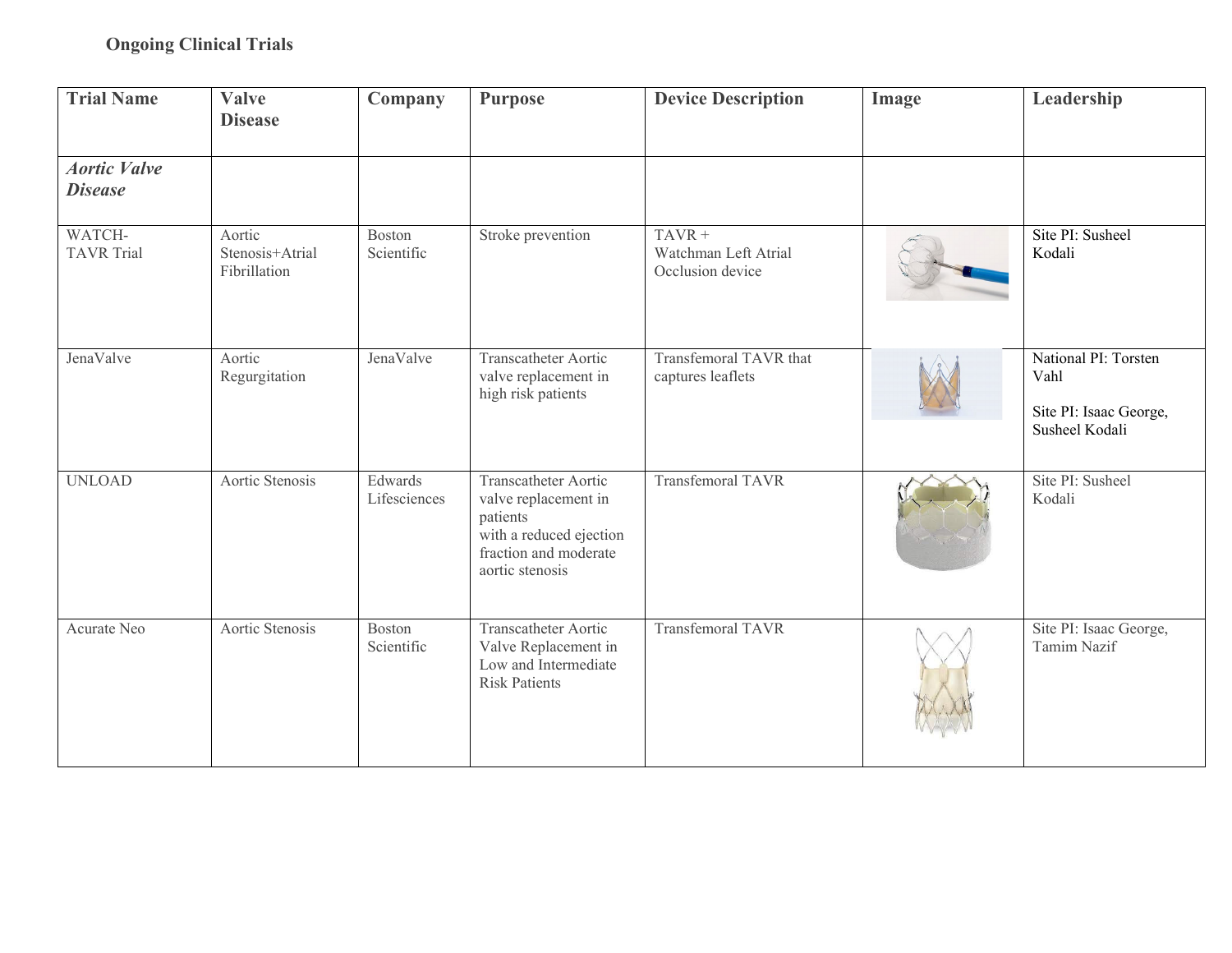## Ongoing Clinical Trials

| Trial Name | Valve Disease | Company | Purpose | Device Description | Image | Leadership |
|---|---|---|---|---|---|---|
| ***Aortic Valve Disease*** | | | | | | |
| WATCH-TAVR Trial | Aortic Stenosis+Atrial Fibrillation | Boston Scientific | Stroke prevention | TAVR + Watchman Left Atrial Occlusion device | | Site PI: Susheel Kodali |
| JenaValve | Aortic Regurgitation | JenaValve | Transcatheter Aortic valve replacement in high risk patients | Transfemoral TAVR that captures leaflets | | National PI: Torsten Vahl<br><br>Site PI: Isaac George, Susheel Kodali |
| UNLOAD | Aortic Stenosis | Edwards Lifesciences | Transcatheter Aortic valve replacement in patients with a reduced ejection fraction and moderate aortic stenosis | Transfemoral TAVR | | Site PI: Susheel Kodali |
| Acurate Neo | Aortic Stenosis | Boston Scientific | Transcatheter Aortic Valve Replacement in Low and Intermediate Risk Patients | Transfemoral TAVR | | Site PI: Isaac George, Tamim Nazif |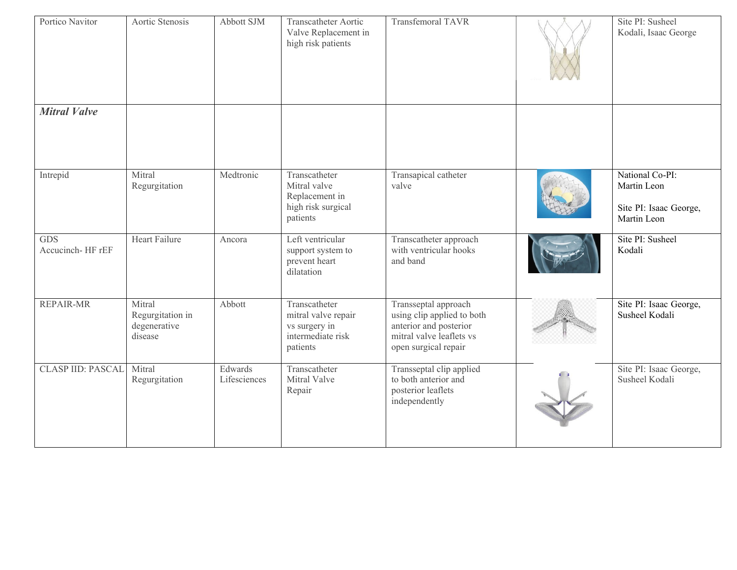| | | | | | | |
|---|---|---|---|---|---|---|
| Portico Navitor | Aortic Stenosis | Abbott SJM | Transcatheter Aortic Valve Replacement in high risk patients | Transfemoral TAVR | | Site PI: Susheel Kodali, Isaac George |
| ***Mitral Valve*** | | | | | | |
| Intrepid | Mitral Regurgitation | Medtronic | Transcatheter Mitral valve Replacement in high risk surgical patients | Transapical catheter valve | | National Co-PI: Martin Leon<br><br>Site PI: Isaac George, Martin Leon |
| GDS<br>Accucinch- HF rEF | Heart Failure | Ancora | Left ventricular support system to prevent heart dilatation | Transcatheter approach with ventricular hooks and band | | Site PI: Susheel Kodali |
| REPAIR-MR | Mitral Regurgitation in degenerative disease | Abbott | Transcatheter mitral valve repair vs surgery in intermediate risk patients | Transseptal approach using clip applied to both anterior and posterior mitral valve leaflets vs open surgical repair | | Site PI: Isaac George, Susheel Kodali |
| CLASP IID: PASCAL | Mitral Regurgitation | Edwards Lifesciences | Transcatheter Mitral Valve Repair | Transseptal clip applied to both anterior and posterior leaflets independently | | Site PI: Isaac George, Susheel Kodali |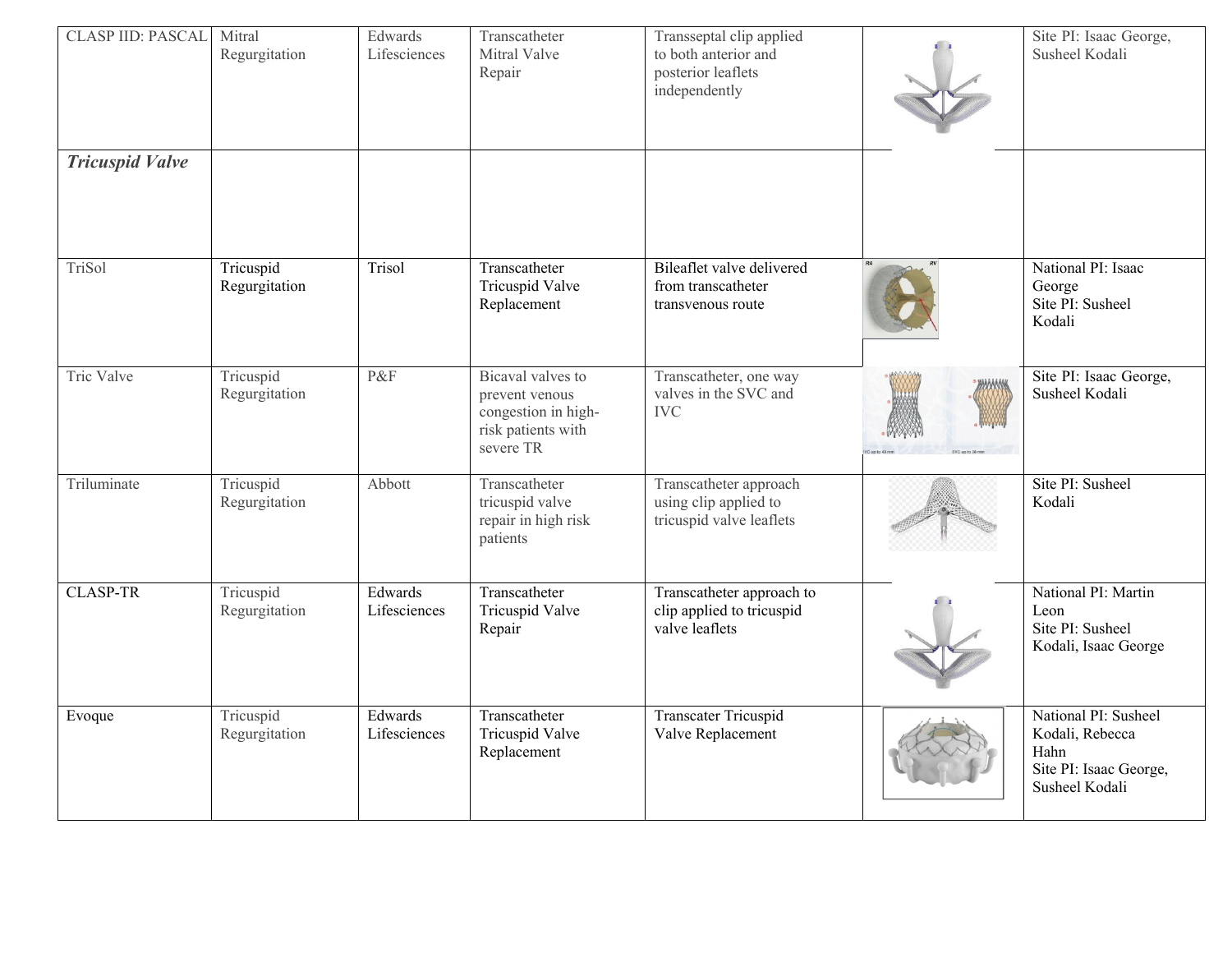| CLASP IID: PASCAL | Mitral Regurgitation | Edwards Lifesciences | Transcatheter Mitral Valve Repair | Transseptal clip applied to both anterior and posterior leaflets independently | | Site PI: Isaac George, Susheel Kodali |
|---|---|---|---|---|---|---|
| ***Tricuspid Valve*** | | | | | | |
| TriSol | Tricuspid Regurgitation | Trisol | Transcatheter Tricuspid Valve Replacement | Bileaflet valve delivered from transcatheter transvenous route | | National PI: Isaac George<br>Site PI: Susheel Kodali |
| Tric Valve | Tricuspid Regurgitation | P&F | Bicaval valves to prevent venous congestion in high-risk patients with severe TR | Transcatheter, one way valves in the SVC and IVC | | Site PI: Isaac George, Susheel Kodali |
| Triluminate | Tricuspid Regurgitation | Abbott | Transcatheter tricuspid valve repair in high risk patients | Transcatheter approach using clip applied to tricuspid valve leaflets | | Site PI: Susheel Kodali |
| CLASP-TR | Tricuspid Regurgitation | Edwards Lifesciences | Transcatheter Tricuspid Valve Repair | Transcatheter approach to clip applied to tricuspid valve leaflets | | National PI: Martin Leon<br>Site PI: Susheel Kodali, Isaac George |
| Evoque | Tricuspid Regurgitation | Edwards Lifesciences | Transcatheter Tricuspid Valve Replacement | Transcater Tricuspid Valve Replacement | | National PI: Susheel Kodali, Rebecca Hahn<br>Site PI: Isaac George, Susheel Kodali |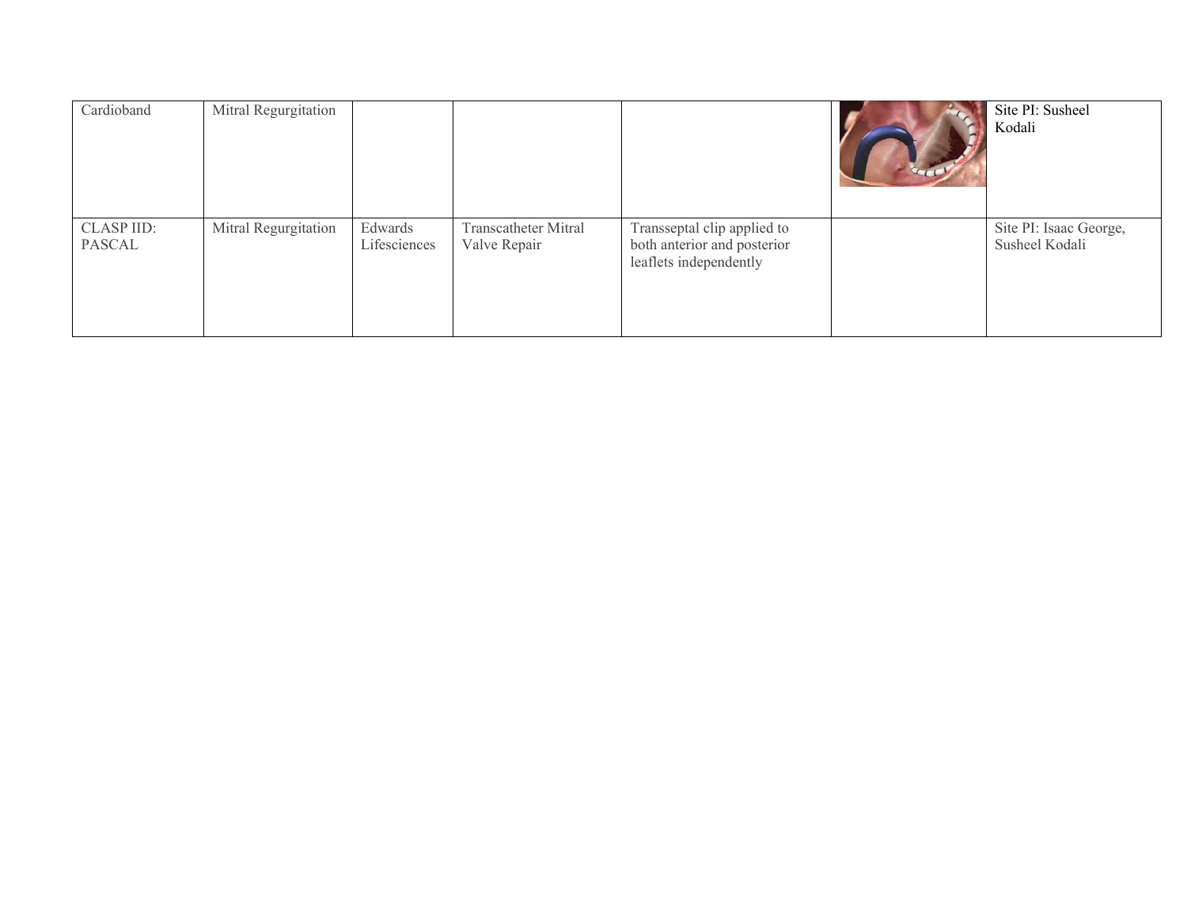| | | | | | | |
|---|---|---|---|---|---|---|
| Cardioband | Mitral Regurgitation | | | | | Site PI: Susheel Kodali |
| CLASP IID: PASCAL | Mitral Regurgitation | Edwards Lifesciences | Transcatheter Mitral Valve Repair | Transseptal clip applied to both anterior and posterior leaflets independently | | Site PI: Isaac George, Susheel Kodali |